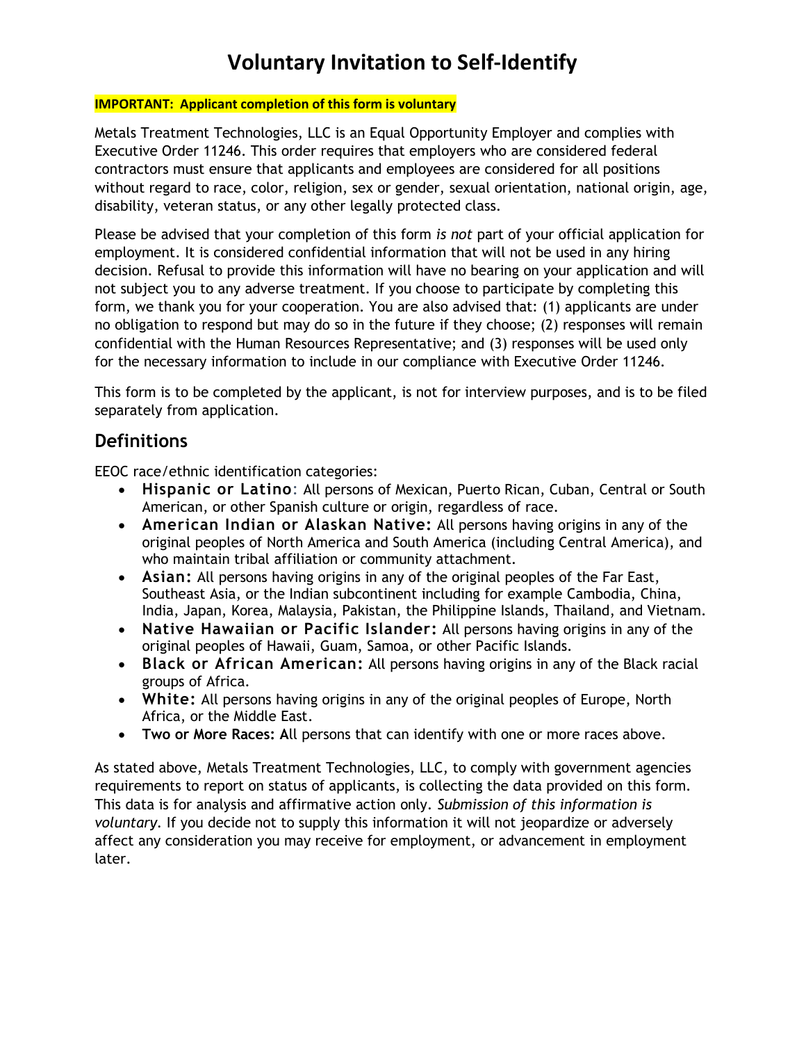# Voluntary Invitation to Self-Identify

**IMPORTANT: Applicant completion of this form is voluntary**

Metals Treatment Technologies, LLC is an Equal Opportunity Employer and complies with Executive Order 11246. This order requires that employers who are considered federal contractors must ensure that applicants and employees are considered for all positions without regard to race, color, religion, sex or gender, sexual orientation, national origin, age, disability, veteran status, or any other legally protected class.

Please be advised that your completion of this form *is not* part of your official application for employment. It is considered confidential information that will not be used in any hiring decision. Refusal to provide this information will have no bearing on your application and will not subject you to any adverse treatment. If you choose to participate by completing this form, we thank you for your cooperation. You are also advised that: (1) applicants are under no obligation to respond but may do so in the future if they choose; (2) responses will remain confidential with the Human Resources Representative; and (3) responses will be used only for the necessary information to include in our compliance with Executive Order 11246.

This form is to be completed by the applicant, is not for interview purposes, and is to be filed separately from application.

## Definitions

EEOC race/ethnic identification categories:

- **Hispanic or Latino**: All persons of Mexican, Puerto Rican, Cuban, Central or South American, or other Spanish culture or origin, regardless of race.
- **American Indian or Alaskan Native:** All persons having origins in any of the original peoples of North America and South America (including Central America), and who maintain tribal affiliation or community attachment.
- **Asian:** All persons having origins in any of the original peoples of the Far East, Southeast Asia, or the Indian subcontinent including for example Cambodia, China, India, Japan, Korea, Malaysia, Pakistan, the Philippine Islands, Thailand, and Vietnam.
- **Native Hawaiian or Pacific Islander:** All persons having origins in any of the original peoples of Hawaii, Guam, Samoa, or other Pacific Islands.
- **Black or African American:** All persons having origins in any of the Black racial groups of Africa.
- **White:** All persons having origins in any of the original peoples of Europe, North Africa, or the Middle East.
- **Two or More Races: A**ll persons that can identify with one or more races above.

As stated above, Metals Treatment Technologies, LLC, to comply with government agencies requirements to report on status of applicants, is collecting the data provided on this form. This data is for analysis and affirmative action only. *Submission of this information is voluntary.* If you decide not to supply this information it will not jeopardize or adversely affect any consideration you may receive for employment, or advancement in employment later.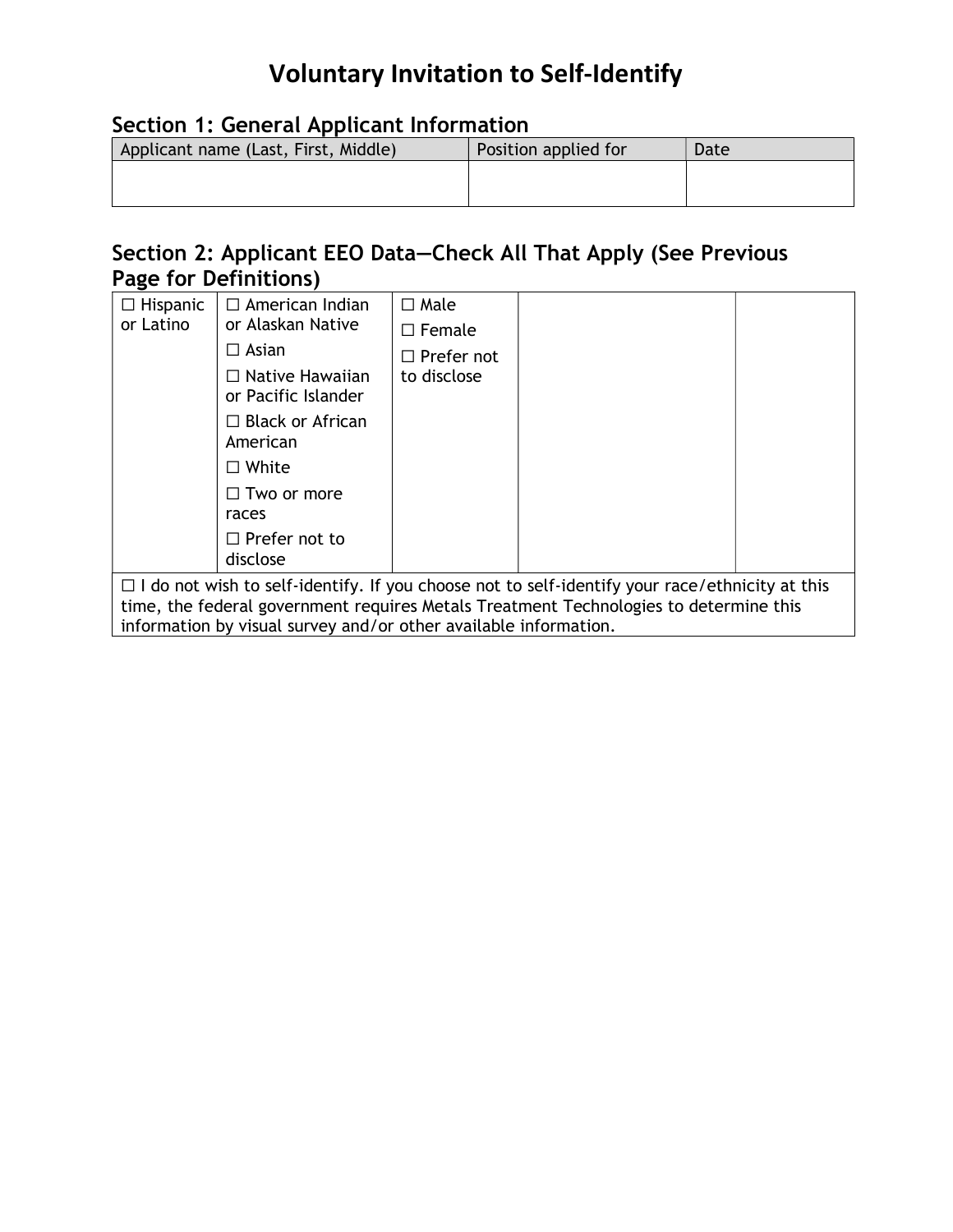# Voluntary Invitation to Self-Identify

## Section 1: General Applicant Information

| Applicant name (Last, First, Middle) | Position applied for | Date |
|---|---|---|
| | | |

## Section 2: Applicant EEO Data—Check All That Apply (See Previous Page for Definitions)

| | | | | |
|---|---|---|---|---|
| ☐ Hispanic or Latino | ☐ American Indian or Alaskan Native<br>☐ Asian<br>☐ Native Hawaiian or Pacific Islander<br>☐ Black or African American<br>☐ White<br>☐ Two or more races<br>☐ Prefer not to disclose | ☐ Male<br>☐ Female<br>☐ Prefer not to disclose | | |
| ☐ I do not wish to self-identify. If you choose not to self-identify your race/ethnicity at this time, the federal government requires Metals Treatment Technologies to determine this information by visual survey and/or other available information. | | | | |